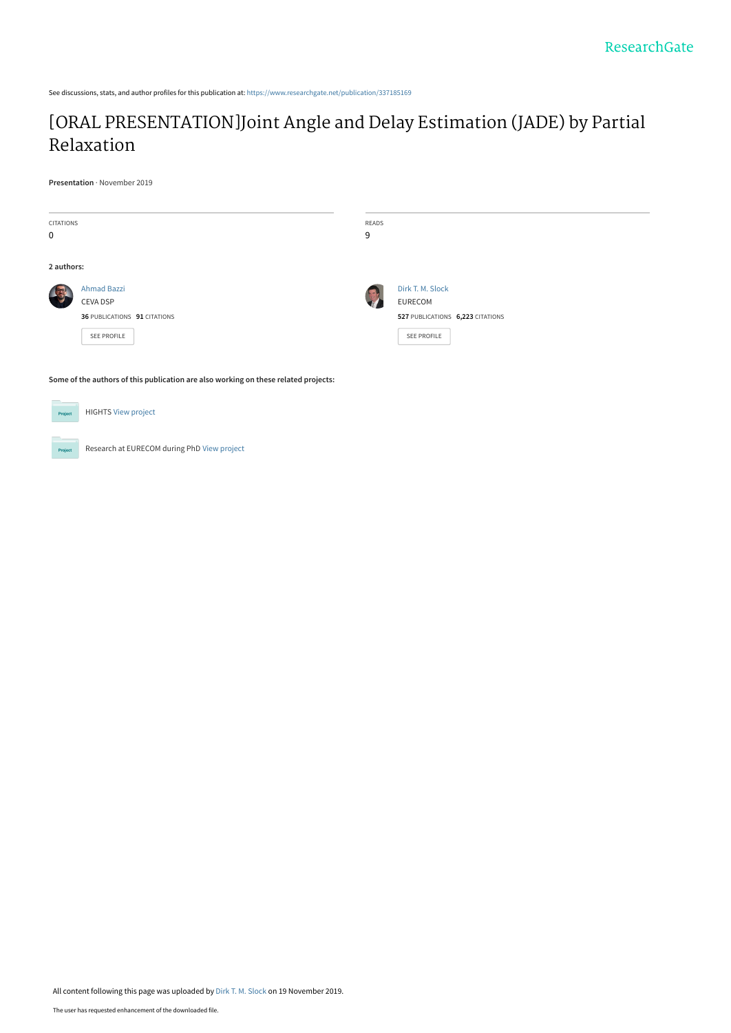See discussions, stats, and author profiles for this publication at: https://www.researchgate.net/publication/337185169

# [ORAL PRESENTATION]Joint Angle and Delay Estimation (JADE) by Partial Relaxation

**Presentation** · November 2019

| CITATIONS | READS |
| --- | --- |
| 0 | 9 |

**2 authors:**

**Ahmad Bazzi**
CEVA DSP
**36** PUBLICATIONS **91** CITATIONS
SEE PROFILE

**Dirk T. M. Slock**
EURECOM
**527** PUBLICATIONS **6,223** CITATIONS
SEE PROFILE

**Some of the authors of this publication are also working on these related projects:**

HIGHTS View project

Research at EURECOM during PhD View project

All content following this page was uploaded by Dirk T. M. Slock on 19 November 2019.

The user has requested enhancement of the downloaded file.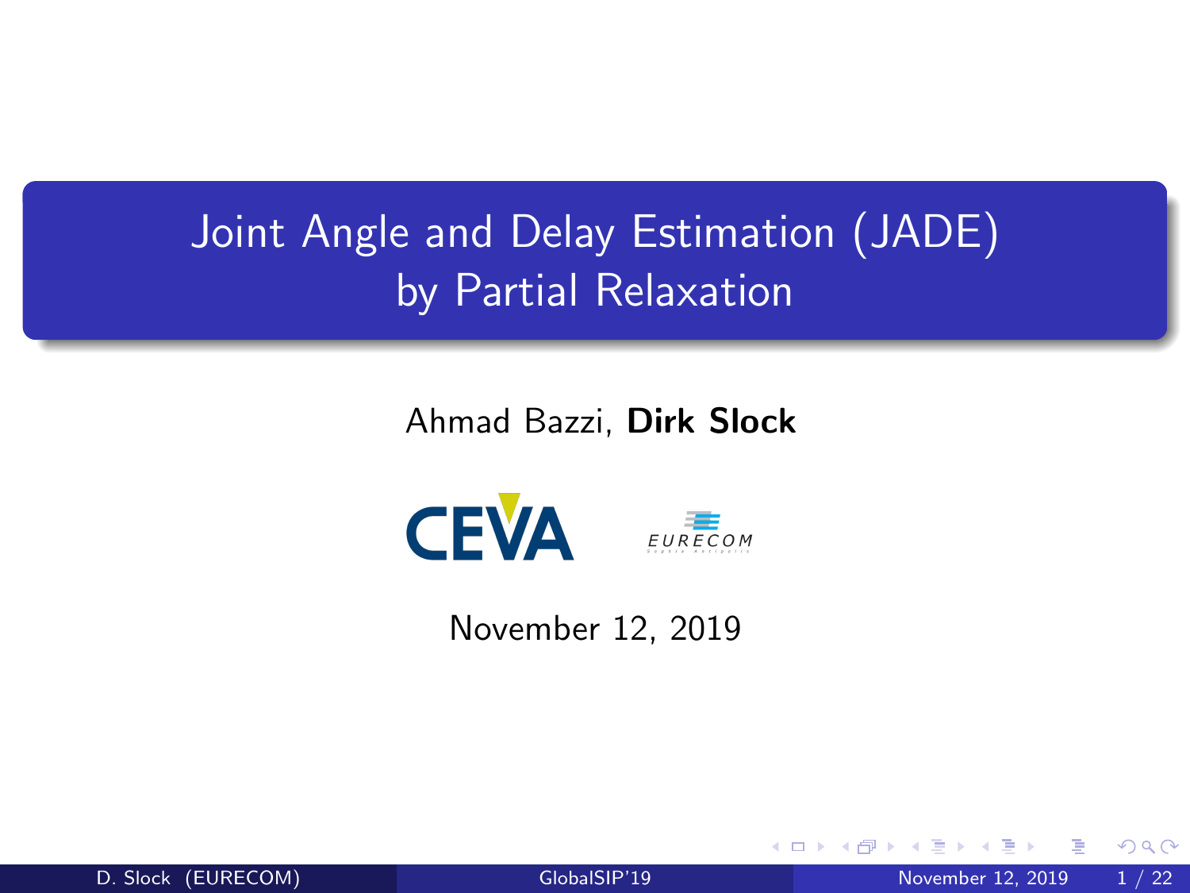# Joint Angle and Delay Estimation (JADE) by Partial Relaxation

Ahmad Bazzi, **Dirk Slock**

CEVA

EURECOM

November 12, 2019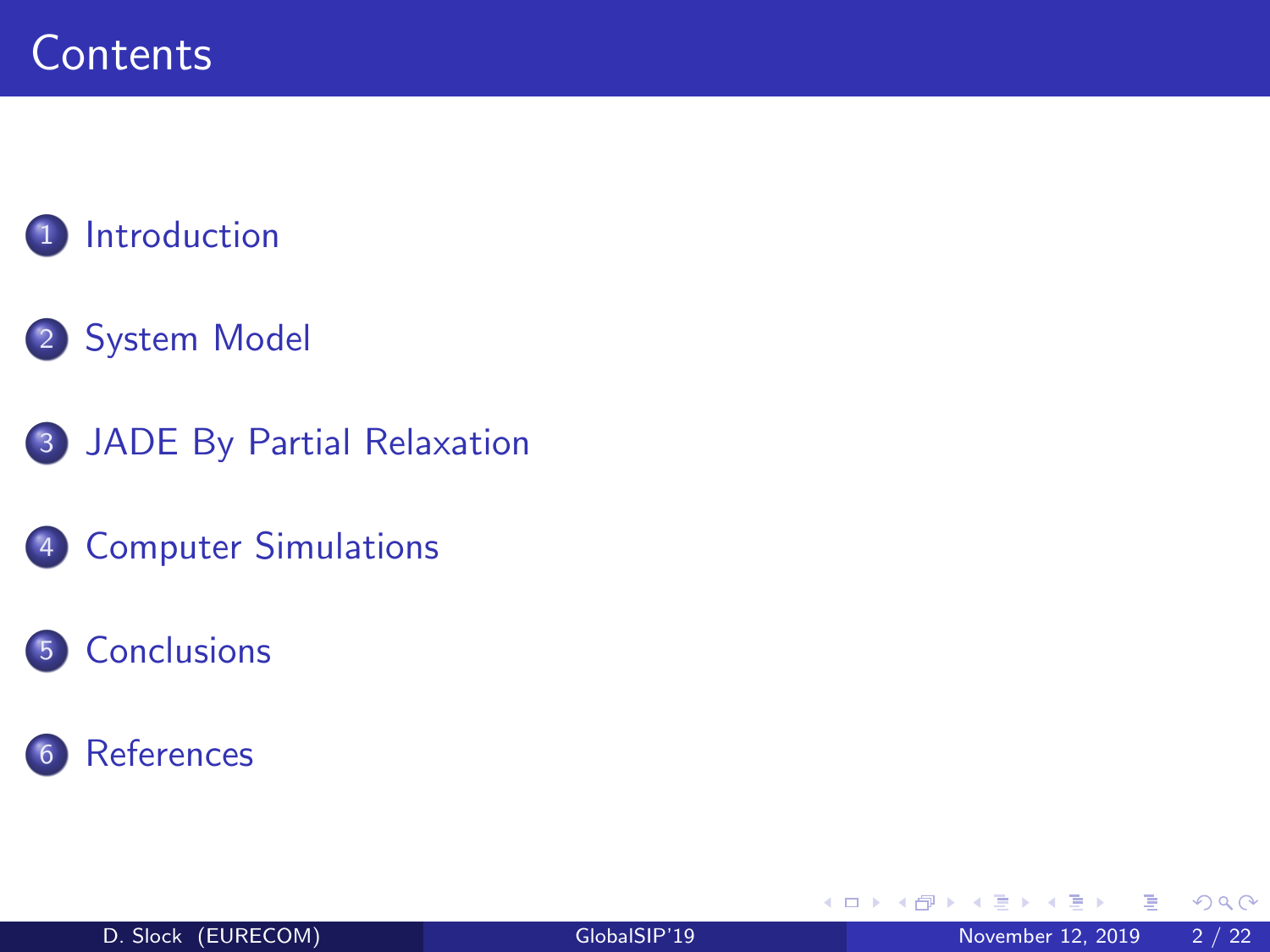# Contents

1. Introduction
2. System Model
3. JADE By Partial Relaxation
4. Computer Simulations
5. Conclusions
6. References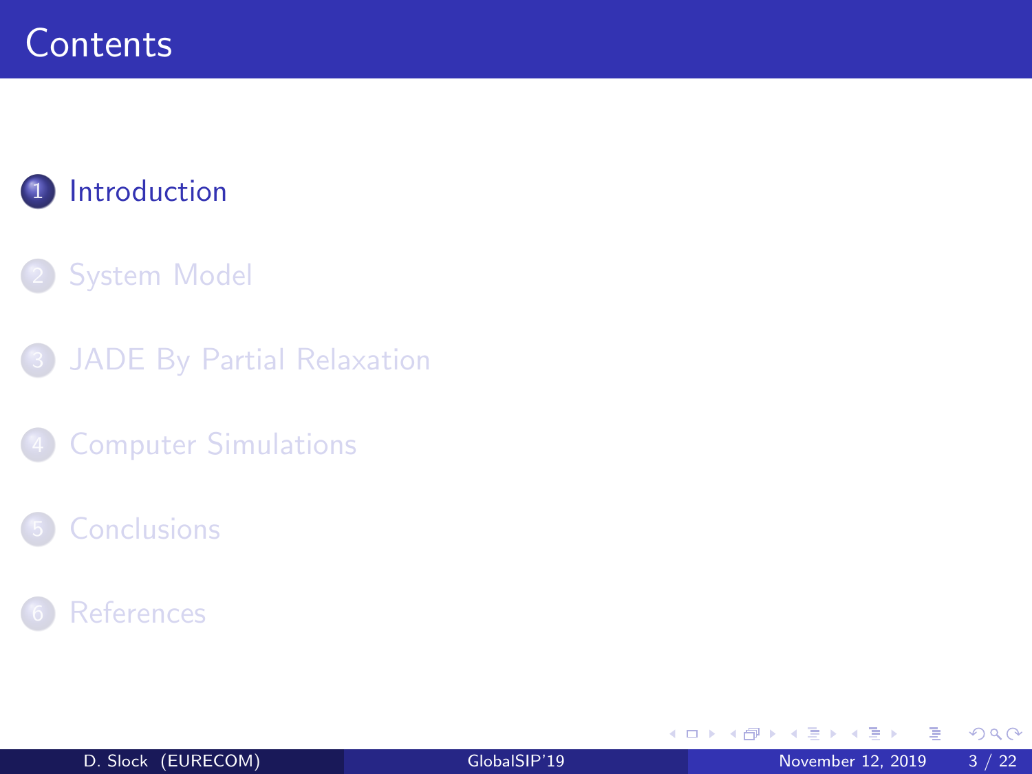# Contents

1. Introduction
2. System Model
3. JADE By Partial Relaxation
4. Computer Simulations
5. Conclusions
6. References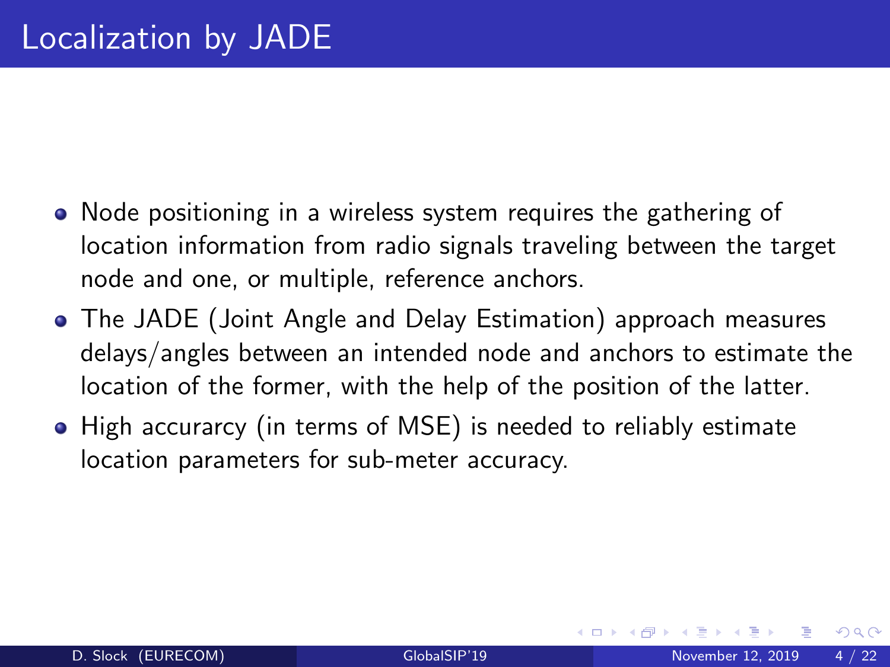# Localization by JADE

- Node positioning in a wireless system requires the gathering of location information from radio signals traveling between the target node and one, or multiple, reference anchors.
- The JADE (Joint Angle and Delay Estimation) approach measures delays/angles between an intended node and anchors to estimate the location of the former, with the help of the position of the latter.
- High accurarcy (in terms of MSE) is needed to reliably estimate location parameters for sub-meter accuracy.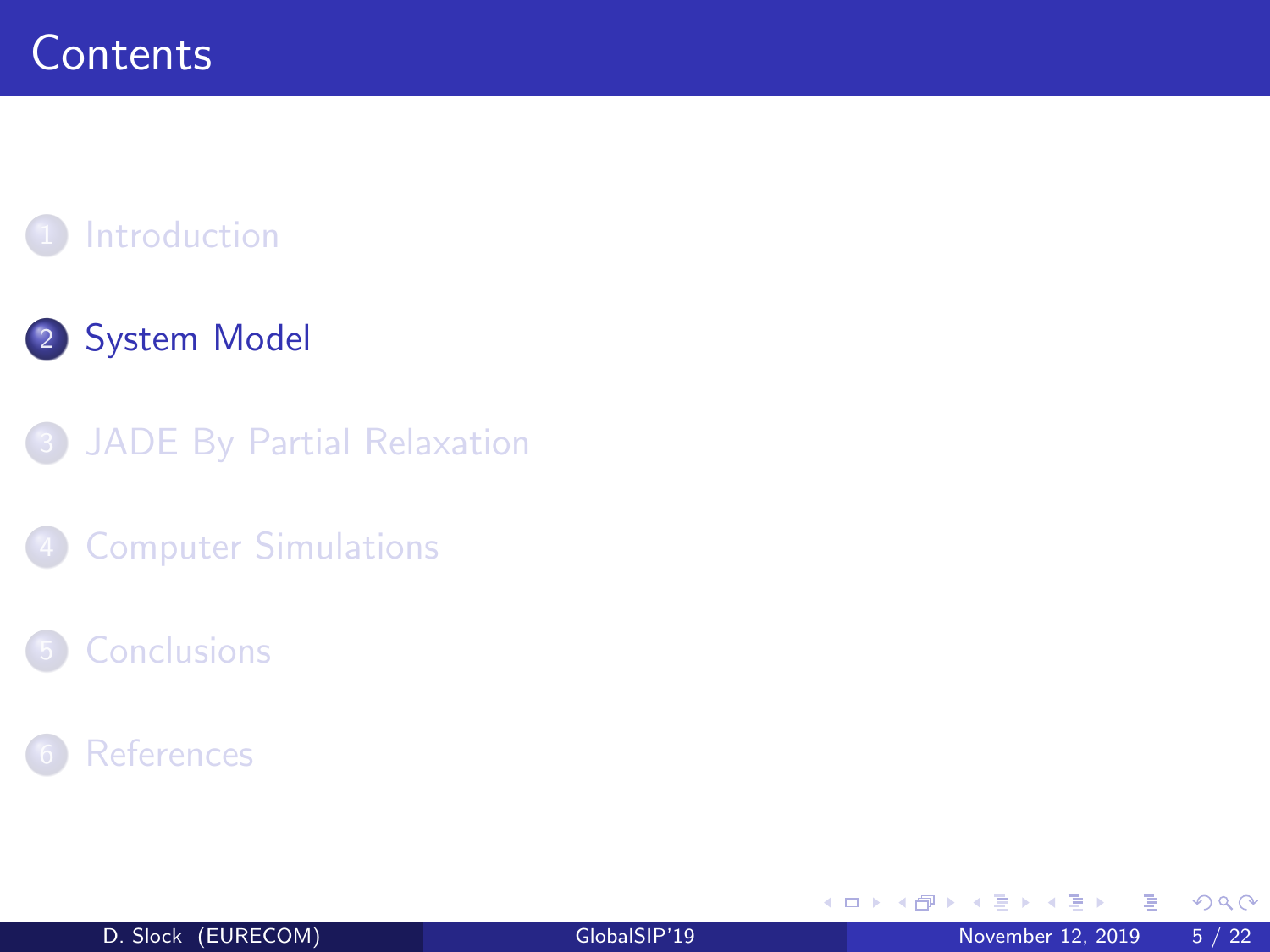# Contents

1. Introduction
2. **System Model**
3. JADE By Partial Relaxation
4. Computer Simulations
5. Conclusions
6. References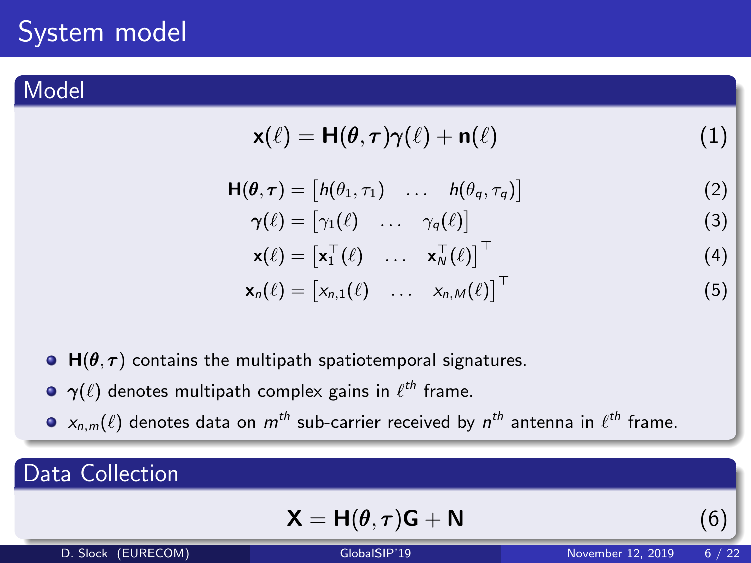# System model

## Model

$$\mathbf{x}(\ell) = \mathbf{H}(\boldsymbol{\theta}, \boldsymbol{\tau})\boldsymbol{\gamma}(\ell) + \mathbf{n}(\ell) \tag{1}$$

$$\mathbf{H}(\boldsymbol{\theta}, \boldsymbol{\tau}) = \begin{bmatrix} h(\theta_1, \tau_1) & \dots & h(\theta_q, \tau_q) \end{bmatrix} \tag{2}$$

$$\boldsymbol{\gamma}(\ell) = \begin{bmatrix} \gamma_1(\ell) & \dots & \gamma_q(\ell) \end{bmatrix} \tag{3}$$

$$\mathbf{x}(\ell) = \begin{bmatrix} \mathbf{x}_1^\top(\ell) & \dots & \mathbf{x}_N^\top(\ell) \end{bmatrix}^\top \tag{4}$$

$$\mathbf{x}_n(\ell) = \begin{bmatrix} x_{n,1}(\ell) & \dots & x_{n,M}(\ell) \end{bmatrix}^\top \tag{5}$$

- $\mathbf{H}(\boldsymbol{\theta}, \boldsymbol{\tau})$ contains the multipath spatiotemporal signatures.
- $\boldsymbol{\gamma}(\ell)$ denotes multipath complex gains in $\ell^{th}$ frame.
- $x_{n,m}(\ell)$ denotes data on $m^{th}$ sub-carrier received by $n^{th}$ antenna in $\ell^{th}$ frame.

## Data Collection

$$\mathbf{X} = \mathbf{H}(\boldsymbol{\theta}, \boldsymbol{\tau})\mathbf{G} + \mathbf{N} \tag{6}$$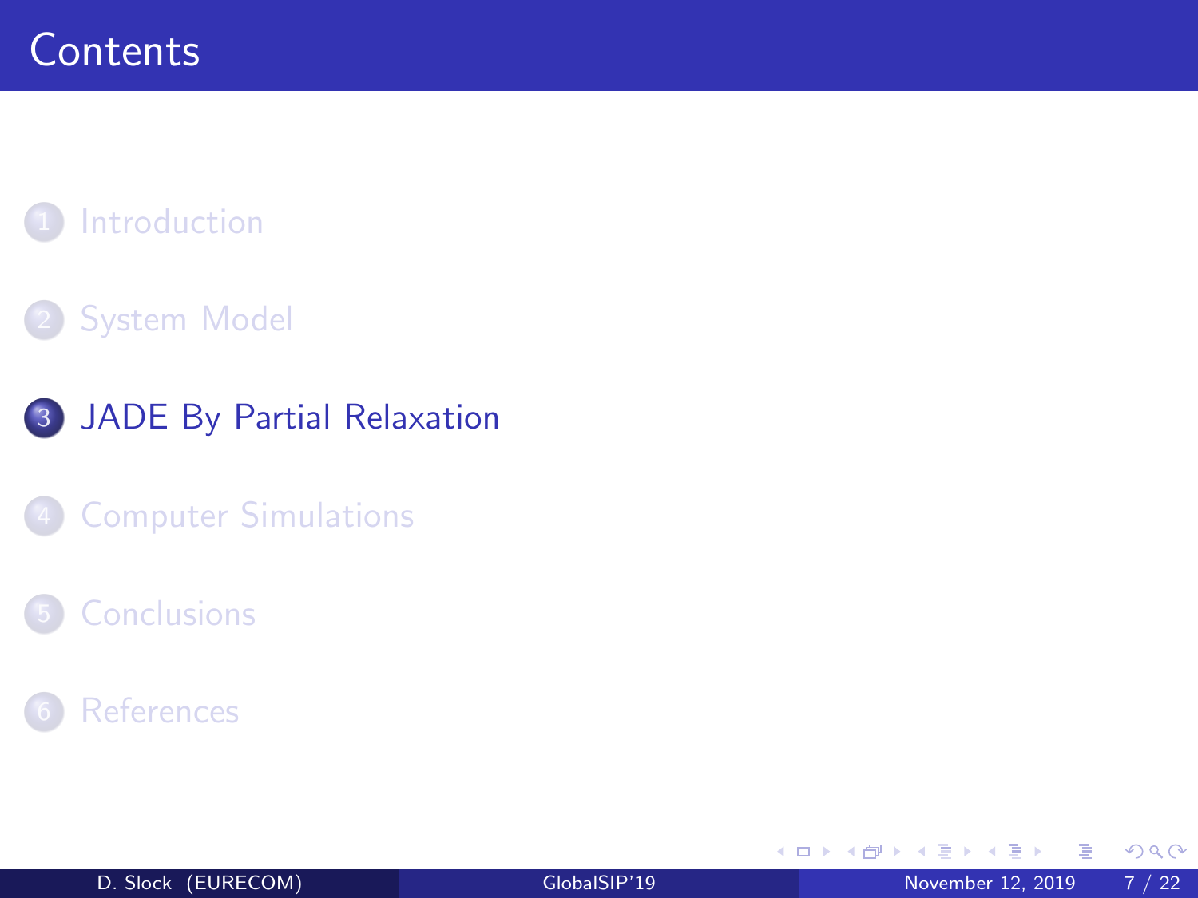# Contents

1. Introduction
2. System Model
3. JADE By Partial Relaxation
4. Computer Simulations
5. Conclusions
6. References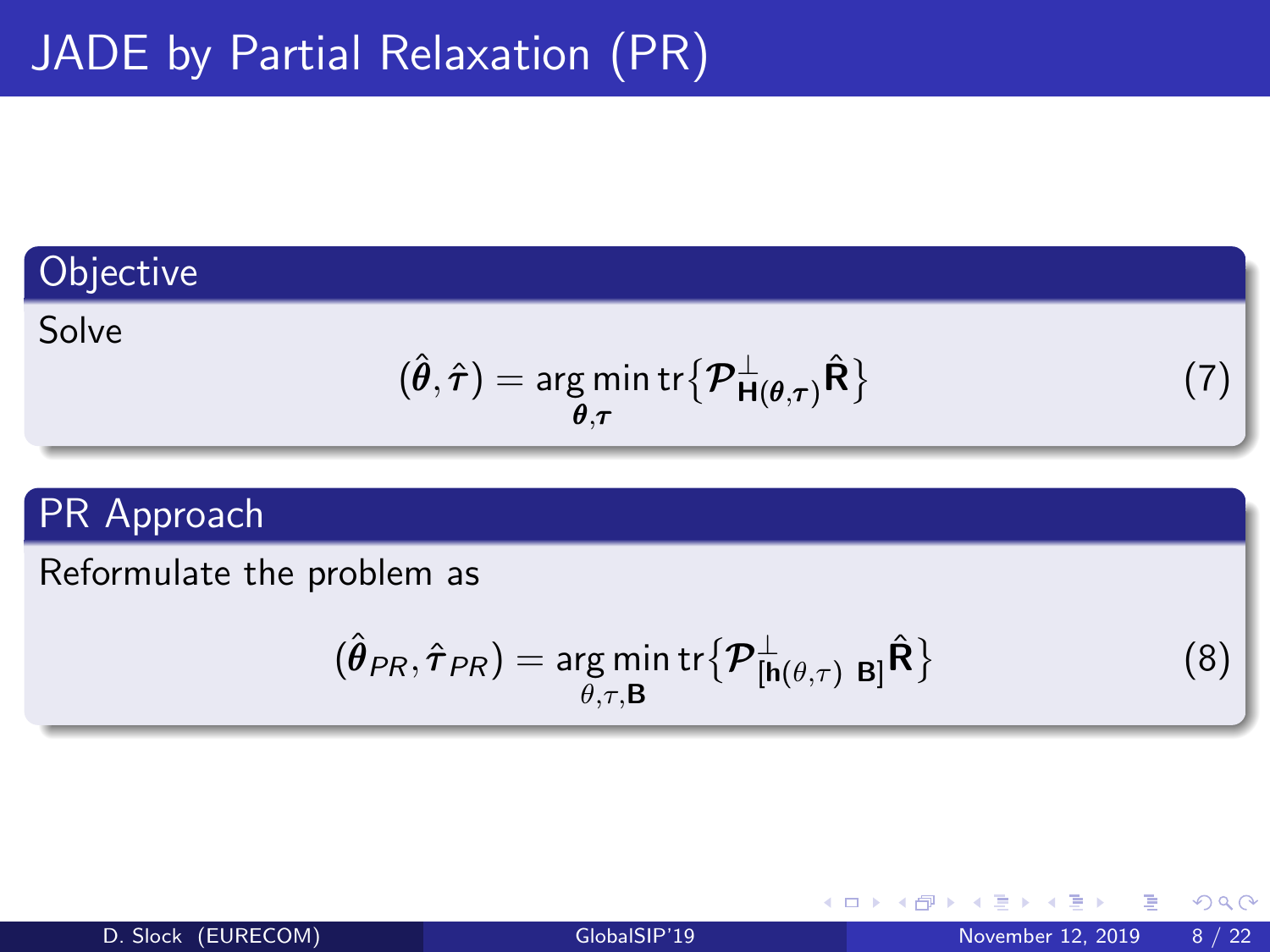# JADE by Partial Relaxation (PR)

## Objective

Solve

$$(\hat{\boldsymbol{\theta}}, \hat{\boldsymbol{\tau}}) = \underset{\boldsymbol{\theta}, \boldsymbol{\tau}}{\arg\min} \, \text{tr}\big\{\mathcal{P}^{\perp}_{\mathbf{H}(\boldsymbol{\theta}, \boldsymbol{\tau})} \hat{\mathbf{R}}\big\} \tag{7}$$

## PR Approach

Reformulate the problem as

$$(\hat{\boldsymbol{\theta}}_{PR}, \hat{\boldsymbol{\tau}}_{PR}) = \underset{\theta, \tau, \mathbf{B}}{\arg\min} \, \text{tr}\big\{\mathcal{P}^{\perp}_{[\mathbf{h}(\theta, \tau) \;\; \mathbf{B}]} \hat{\mathbf{R}}\big\} \tag{8}$$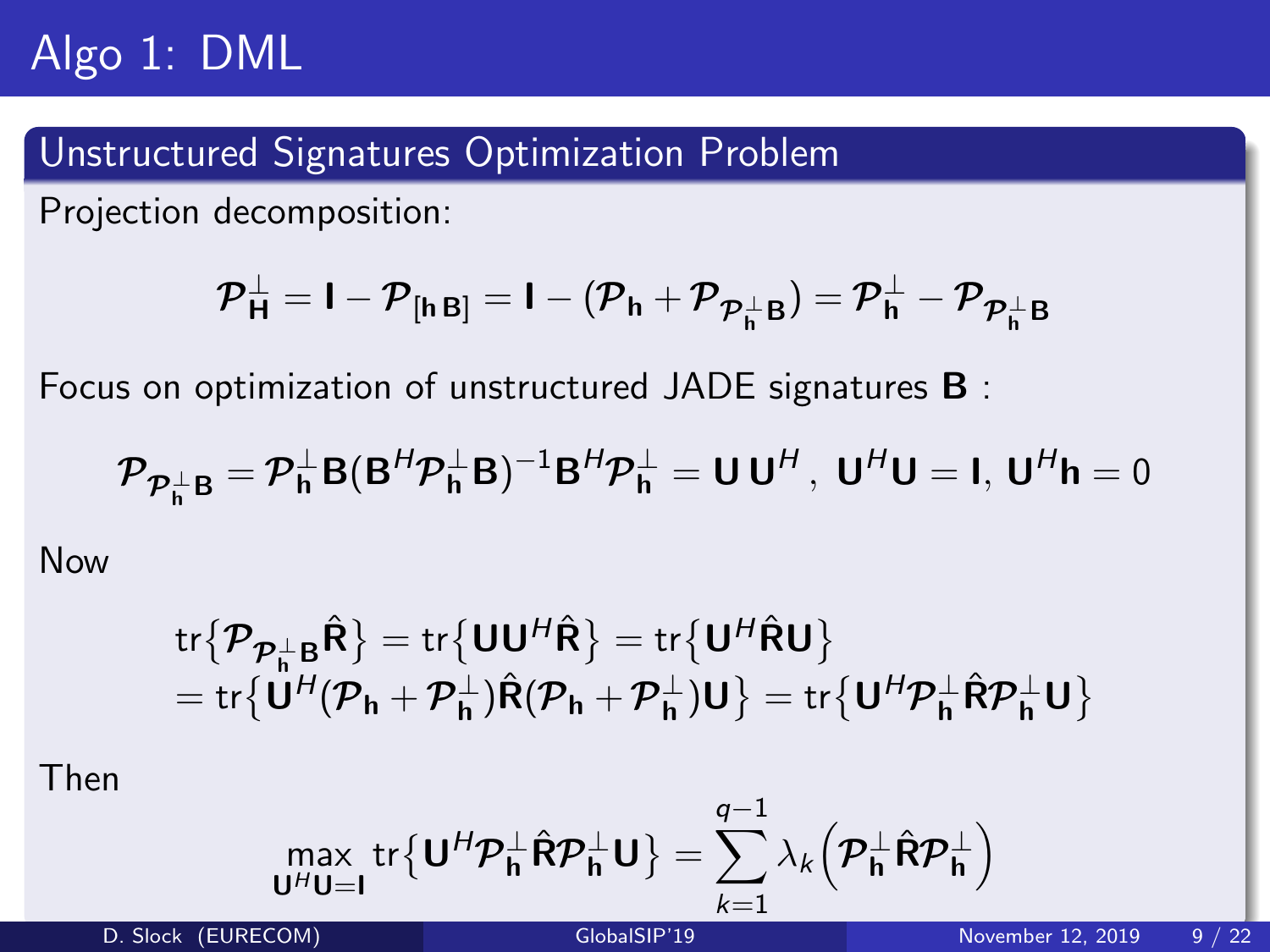# Algo 1: DML

## Unstructured Signatures Optimization Problem

Projection decomposition:

$$\mathcal{P}_{\mathbf{H}}^{\perp} = \mathbf{I} - \mathcal{P}_{[\mathbf{h}\,\mathbf{B}]} = \mathbf{I} - (\mathcal{P}_{\mathbf{h}} + \mathcal{P}_{\mathcal{P}_{\mathbf{h}}^{\perp}\mathbf{B}}) = \mathcal{P}_{\mathbf{h}}^{\perp} - \mathcal{P}_{\mathcal{P}_{\mathbf{h}}^{\perp}\mathbf{B}}$$

Focus on optimization of unstructured JADE signatures $\mathbf{B}$ :

$$\mathcal{P}_{\mathcal{P}_{\mathbf{h}}^{\perp}\mathbf{B}} = \mathcal{P}_{\mathbf{h}}^{\perp}\mathbf{B}(\mathbf{B}^{H}\mathcal{P}_{\mathbf{h}}^{\perp}\mathbf{B})^{-1}\mathbf{B}^{H}\mathcal{P}_{\mathbf{h}}^{\perp} = \mathbf{U}\,\mathbf{U}^{H}\,,\ \mathbf{U}^{H}\mathbf{U} = \mathbf{I},\ \mathbf{U}^{H}\mathbf{h} = 0$$

Now

$$\begin{aligned}
&\mathrm{tr}\{\mathcal{P}_{\mathcal{P}_{\mathbf{h}}^{\perp}\mathbf{B}}\hat{\mathbf{R}}\} = \mathrm{tr}\{\mathbf{U}\mathbf{U}^{H}\hat{\mathbf{R}}\} = \mathrm{tr}\{\mathbf{U}^{H}\hat{\mathbf{R}}\mathbf{U}\} \\
&= \mathrm{tr}\{\mathbf{U}^{H}(\mathcal{P}_{\mathbf{h}} + \mathcal{P}_{\mathbf{h}}^{\perp})\hat{\mathbf{R}}(\mathcal{P}_{\mathbf{h}} + \mathcal{P}_{\mathbf{h}}^{\perp})\mathbf{U}\} = \mathrm{tr}\{\mathbf{U}^{H}\mathcal{P}_{\mathbf{h}}^{\perp}\hat{\mathbf{R}}\mathcal{P}_{\mathbf{h}}^{\perp}\mathbf{U}\}
\end{aligned}$$

Then

$$\max_{\mathbf{U}^{H}\mathbf{U}=\mathbf{I}} \mathrm{tr}\{\mathbf{U}^{H}\mathcal{P}_{\mathbf{h}}^{\perp}\hat{\mathbf{R}}\mathcal{P}_{\mathbf{h}}^{\perp}\mathbf{U}\} = \sum_{k=1}^{q-1} \lambda_{k}\Big(\mathcal{P}_{\mathbf{h}}^{\perp}\hat{\mathbf{R}}\mathcal{P}_{\mathbf{h}}^{\perp}\Big)$$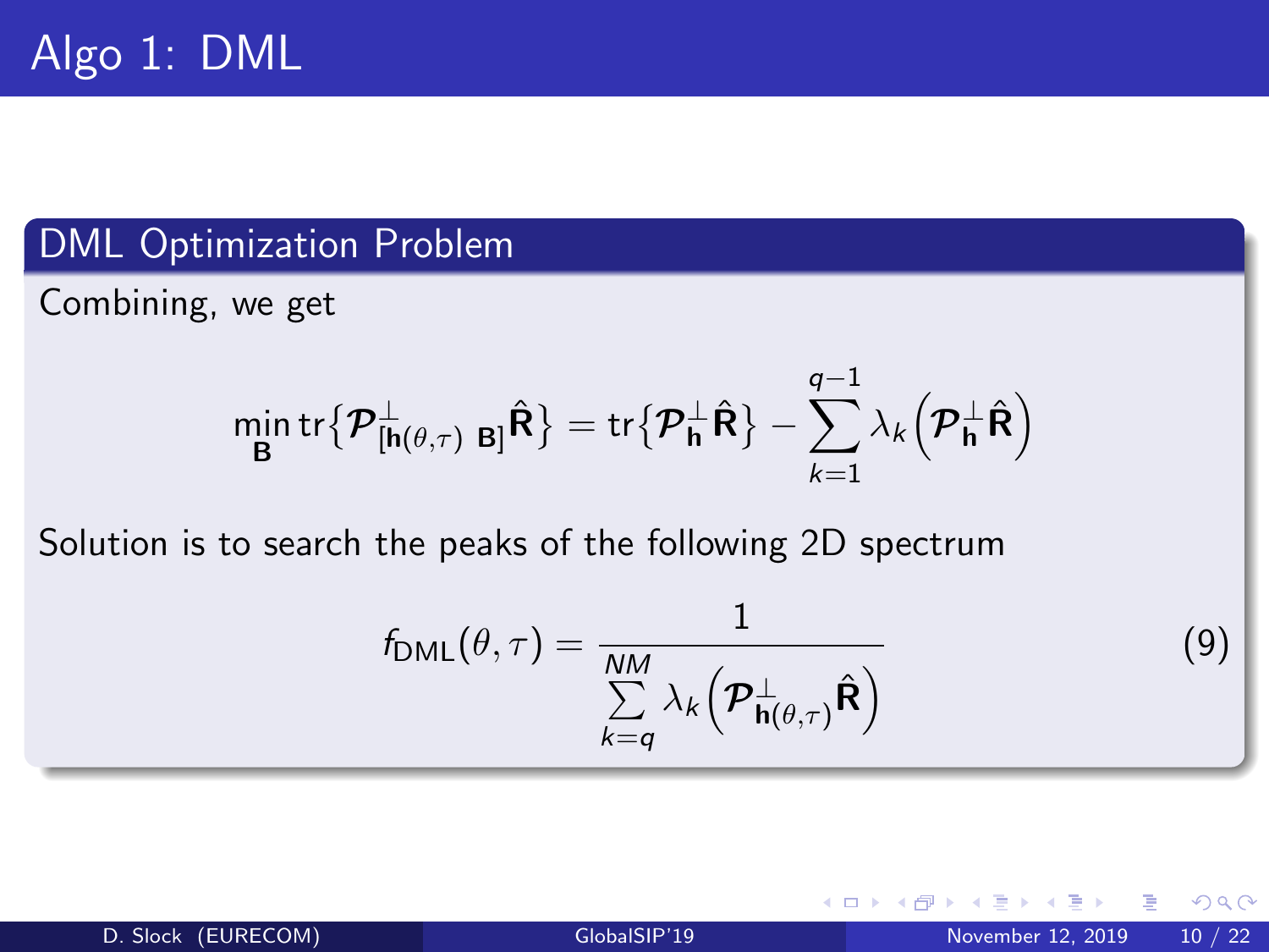# Algo 1: DML

## DML Optimization Problem

Combining, we get

$$\min_{\mathbf{B}} \operatorname{tr}\{\mathcal{P}^{\perp}_{[\mathbf{h}(\theta,\tau)\ \ \mathbf{B}]}\hat{\mathbf{R}}\} = \operatorname{tr}\{\mathcal{P}^{\perp}_{\mathbf{h}}\hat{\mathbf{R}}\} - \sum_{k=1}^{q-1} \lambda_k\left(\mathcal{P}^{\perp}_{\mathbf{h}}\hat{\mathbf{R}}\right)$$

Solution is to search the peaks of the following 2D spectrum

$$f_{\text{DML}}(\theta,\tau) = \frac{1}{\sum\limits_{k=q}^{NM} \lambda_k\left(\mathcal{P}^{\perp}_{\mathbf{h}(\theta,\tau)}\hat{\mathbf{R}}\right)} \tag{9}$$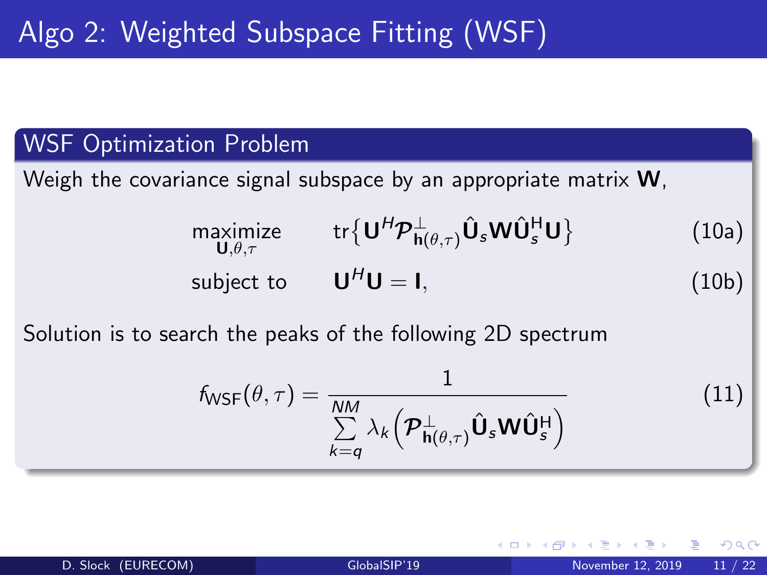# Algo 2: Weighted Subspace Fitting (WSF)

## WSF Optimization Problem

Weigh the covariance signal subspace by an appropriate matrix $\mathbf{W}$,

$$\underset{\mathbf{U},\theta,\tau}{\text{maximize}} \quad \text{tr}\left\{\mathbf{U}^H \mathcal{P}^{\perp}_{\mathbf{h}(\theta,\tau)} \hat{\mathbf{U}}_s \mathbf{W} \hat{\mathbf{U}}_s^{\text{H}} \mathbf{U}\right\} \tag{10a}$$

$$\text{subject to} \quad \mathbf{U}^H \mathbf{U} = \mathbf{I}, \tag{10b}$$

Solution is to search the peaks of the following 2D spectrum

$$f_{\text{WSF}}(\theta,\tau) = \frac{1}{\sum_{k=q}^{NM} \lambda_k \left(\mathcal{P}^{\perp}_{\mathbf{h}(\theta,\tau)} \hat{\mathbf{U}}_s \mathbf{W} \hat{\mathbf{U}}_s^{\text{H}}\right)} \tag{11}$$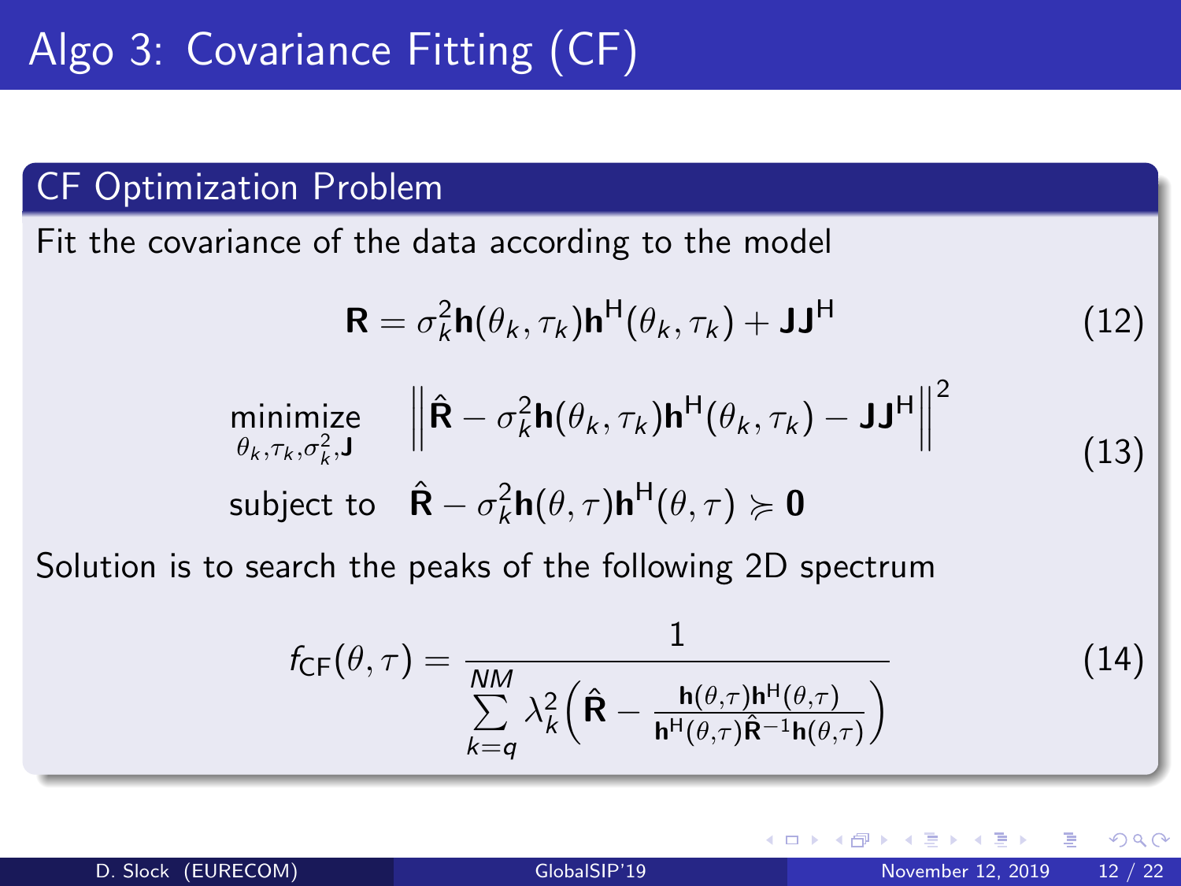# Algo 3: Covariance Fitting (CF)

## CF Optimization Problem

Fit the covariance of the data according to the model

$$\mathbf{R} = \sigma_k^2 \mathbf{h}(\theta_k, \tau_k)\mathbf{h}^{\mathrm{H}}(\theta_k, \tau_k) + \mathbf{J}\mathbf{J}^{\mathrm{H}} \tag{12}$$

$$\begin{aligned} \underset{\theta_k, \tau_k, \sigma_k^2, \mathbf{J}}{\text{minimize}} \quad & \left\| \hat{\mathbf{R}} - \sigma_k^2 \mathbf{h}(\theta_k, \tau_k)\mathbf{h}^{\mathrm{H}}(\theta_k, \tau_k) - \mathbf{J}\mathbf{J}^{\mathrm{H}} \right\|^2 \\ \text{subject to} \quad & \hat{\mathbf{R}} - \sigma_k^2 \mathbf{h}(\theta, \tau)\mathbf{h}^{\mathrm{H}}(\theta, \tau) \succcurlyeq \mathbf{0} \end{aligned} \tag{13}$$

Solution is to search the peaks of the following 2D spectrum

$$f_{\mathrm{CF}}(\theta, \tau) = \frac{1}{\sum_{k=q}^{NM} \lambda_k^2 \left( \hat{\mathbf{R}} - \frac{\mathbf{h}(\theta,\tau)\mathbf{h}^{\mathrm{H}}(\theta,\tau)}{\mathbf{h}^{\mathrm{H}}(\theta,\tau)\hat{\mathbf{R}}^{-1}\mathbf{h}(\theta,\tau)} \right)} \tag{14}$$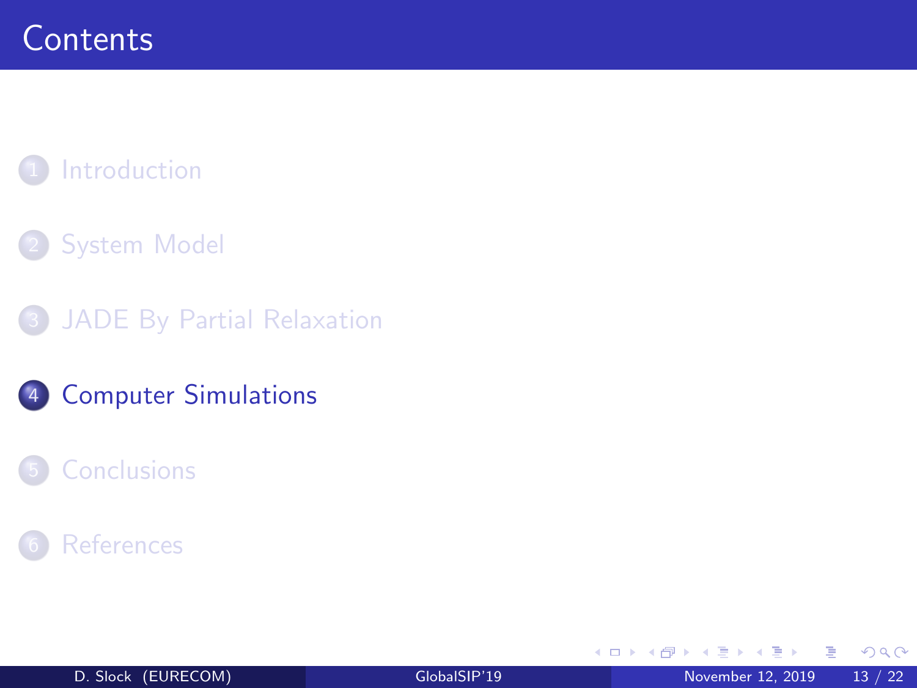# Contents

1. Introduction
2. System Model
3. JADE By Partial Relaxation
4. **Computer Simulations**
5. Conclusions
6. References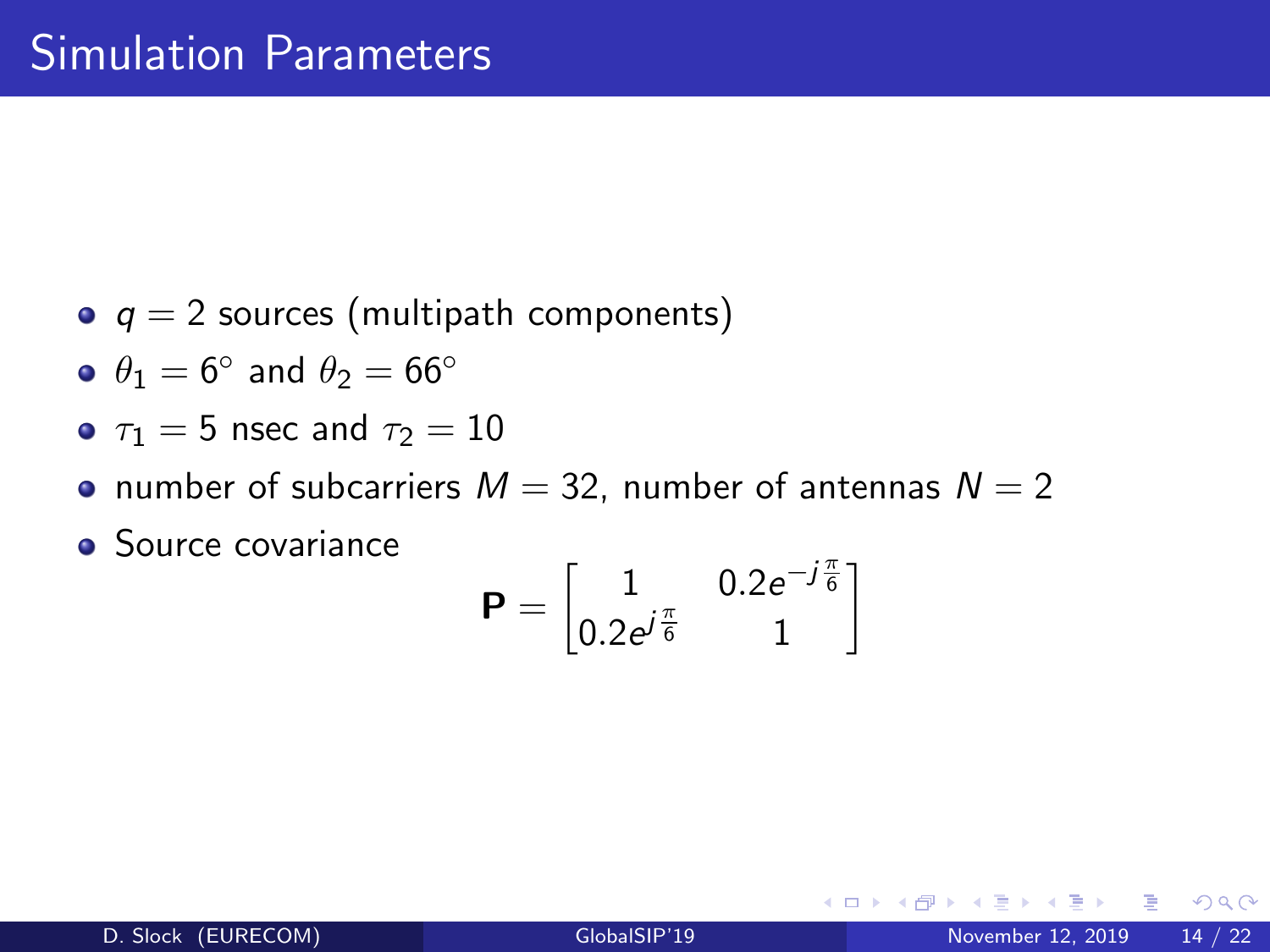# Simulation Parameters

- $q = 2$ sources (multipath components)
- $\theta_1 = 6^\circ$ and $\theta_2 = 66^\circ$
- $\tau_1 = 5$ nsec and $\tau_2 = 10$
- number of subcarriers $M = 32$, number of antennas $N = 2$
- Source covariance

$$\mathbf{P} = \begin{bmatrix} 1 & 0.2e^{-j\frac{\pi}{6}} \\ 0.2e^{j\frac{\pi}{6}} & 1 \end{bmatrix}$$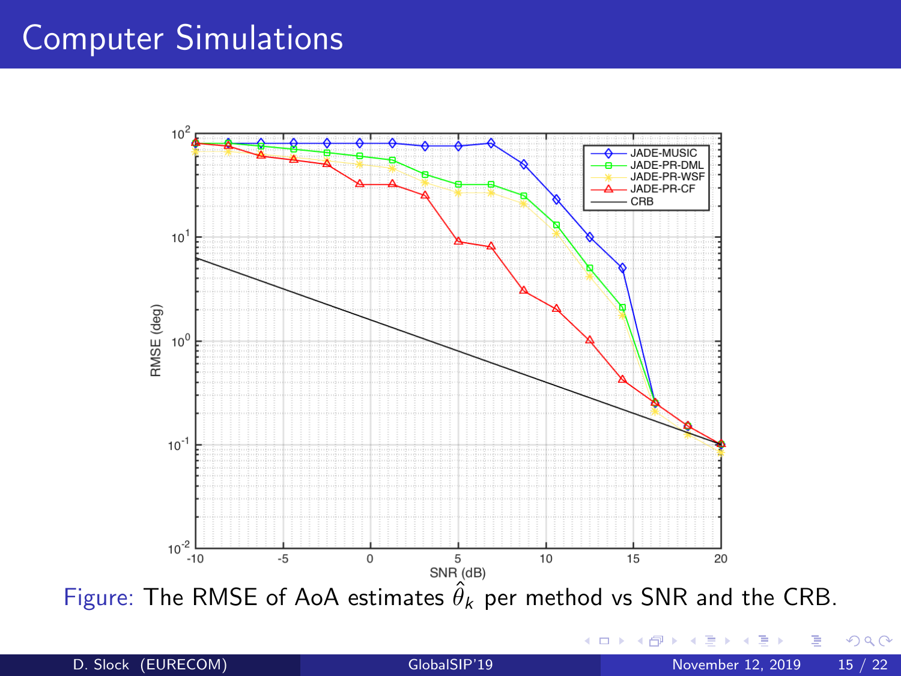# Computer Simulations

Figure: The RMSE of AoA estimates $\hat{\theta}_k$ per method vs SNR and the CRB.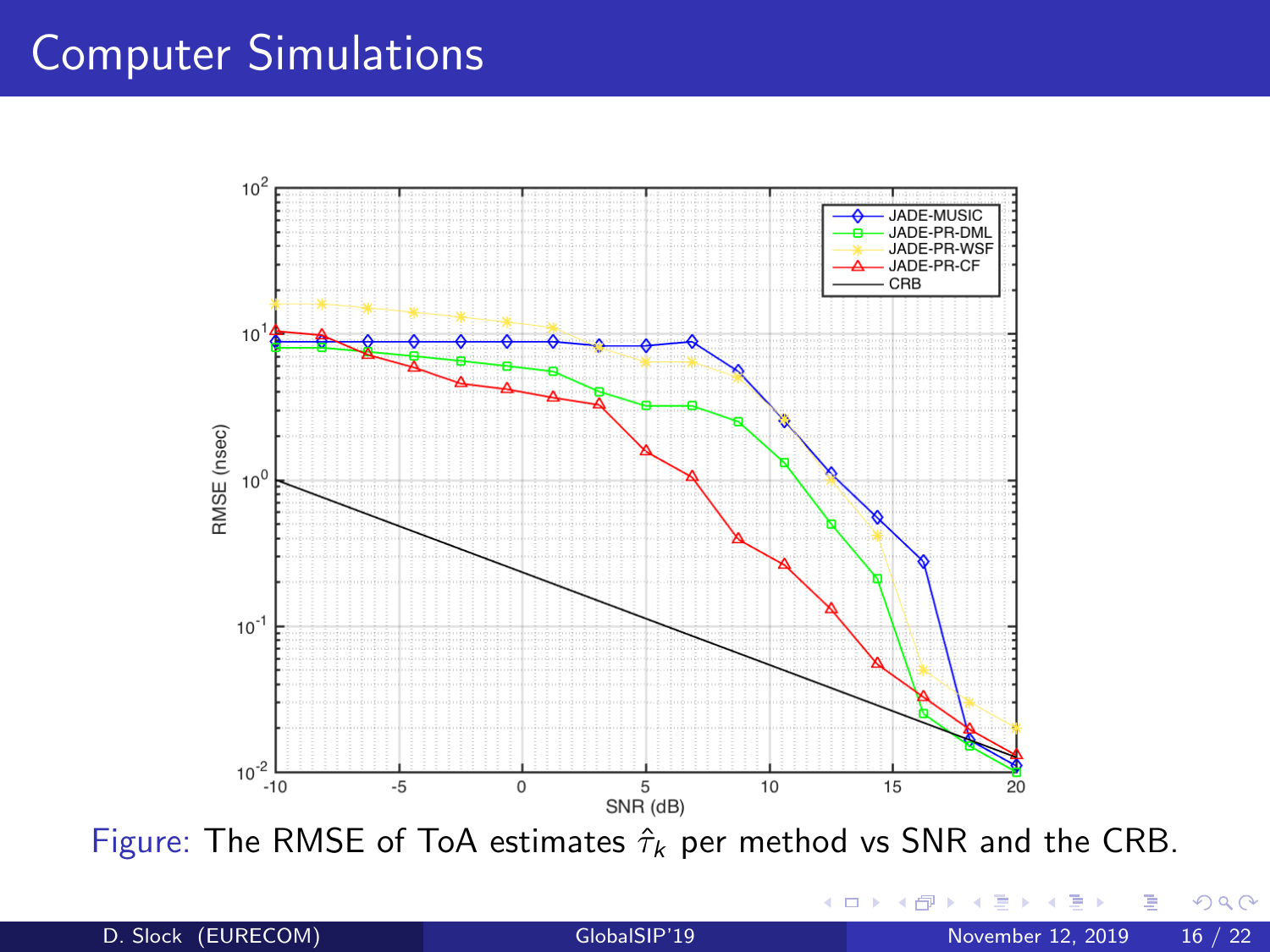# Computer Simulations

Figure: The RMSE of ToA estimates $\hat{\tau}_k$ per method vs SNR and the CRB.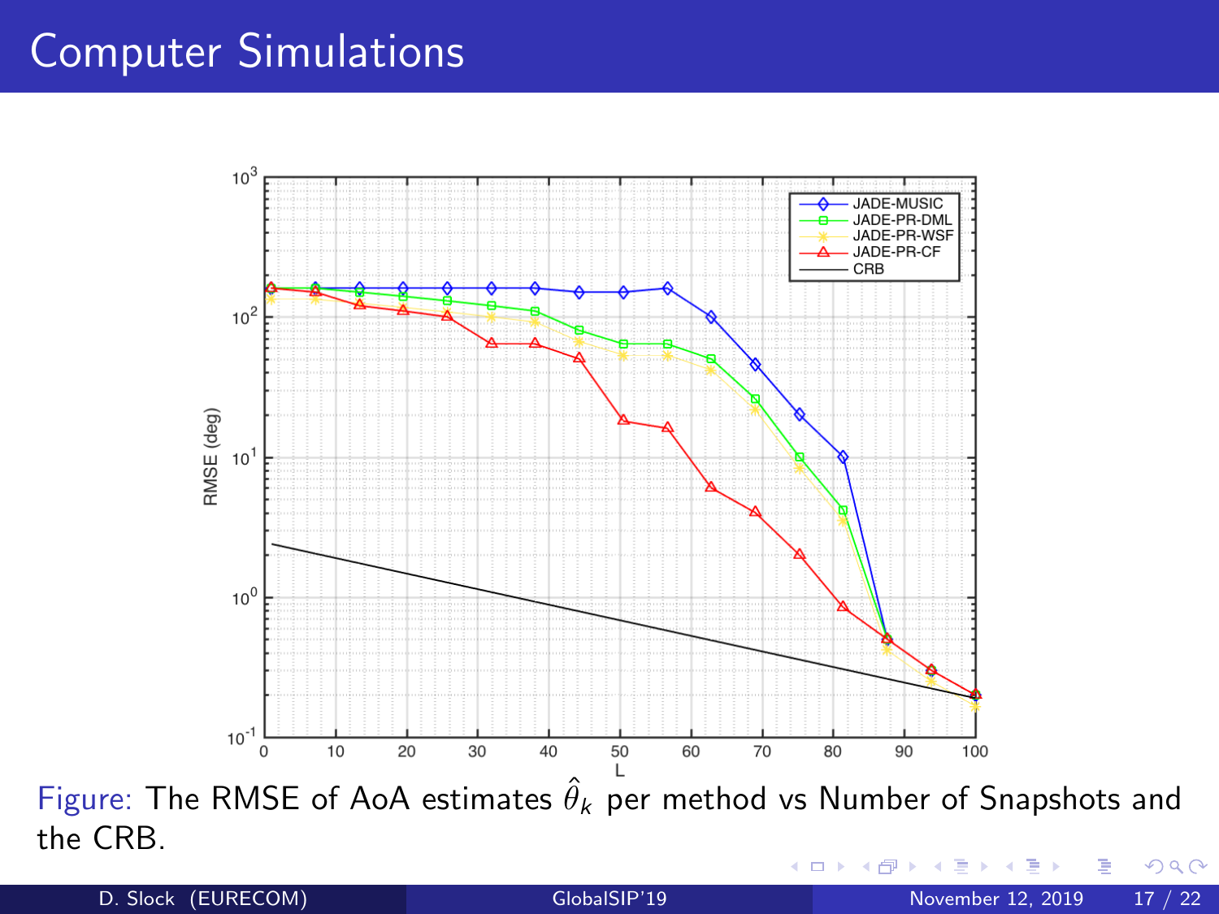# Computer Simulations

Figure: The RMSE of AoA estimates $\hat{\theta}_k$ per method vs Number of Snapshots and the CRB.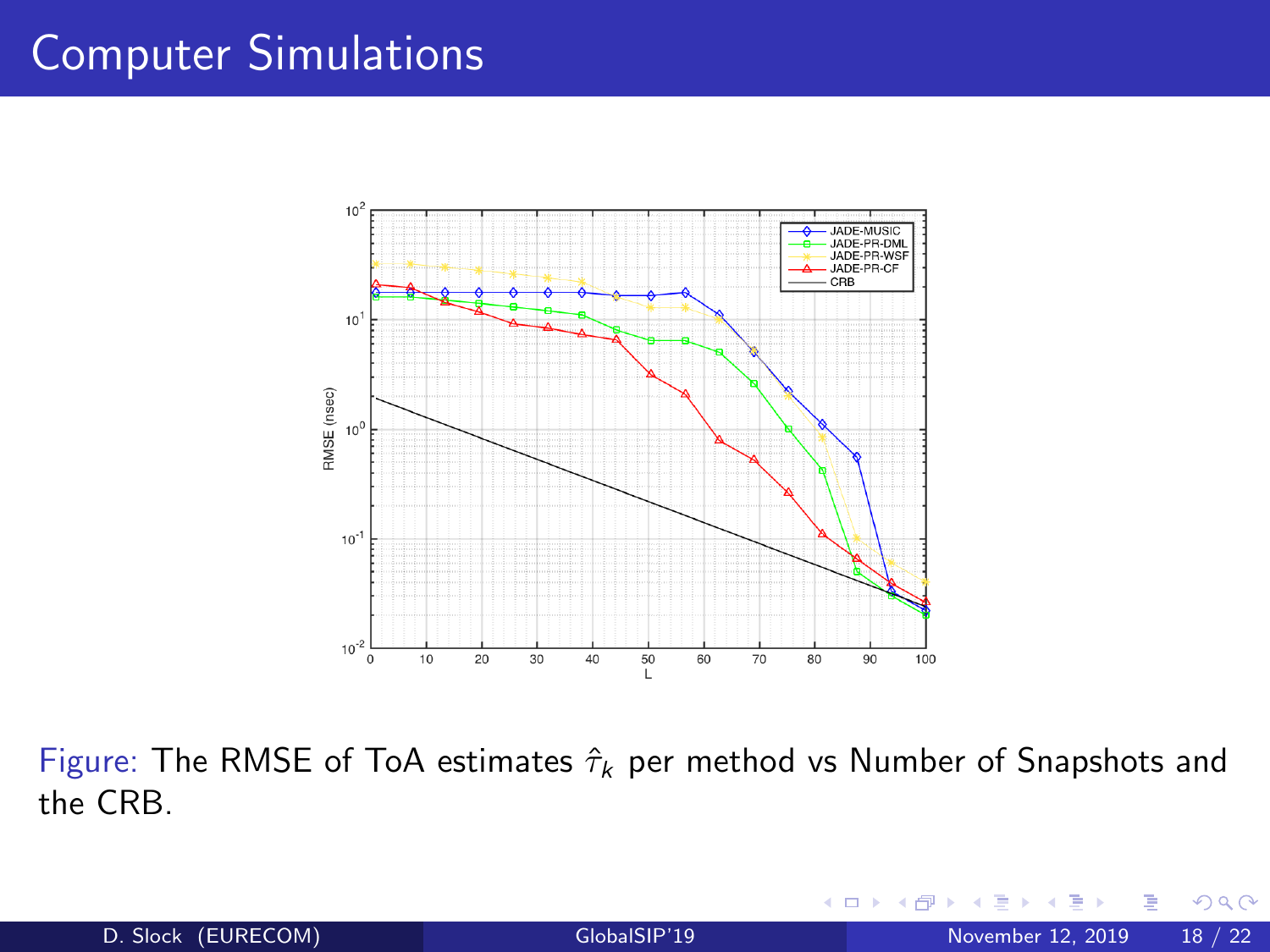# Computer Simulations

Figure: The RMSE of ToA estimates $\hat{\tau}_k$ per method vs Number of Snapshots and the CRB.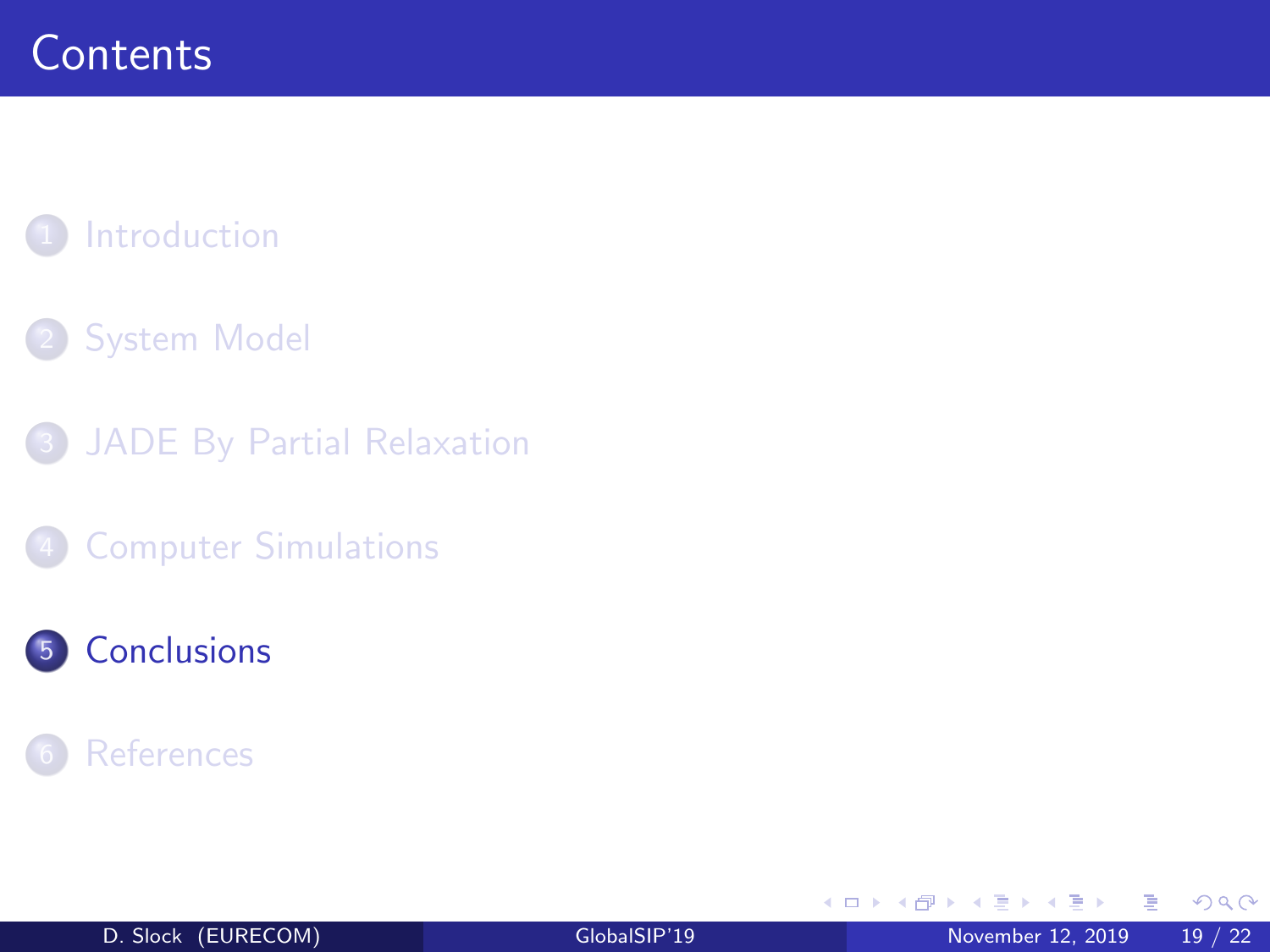# Contents

1. Introduction
2. System Model
3. JADE By Partial Relaxation
4. Computer Simulations
5. **Conclusions**
6. References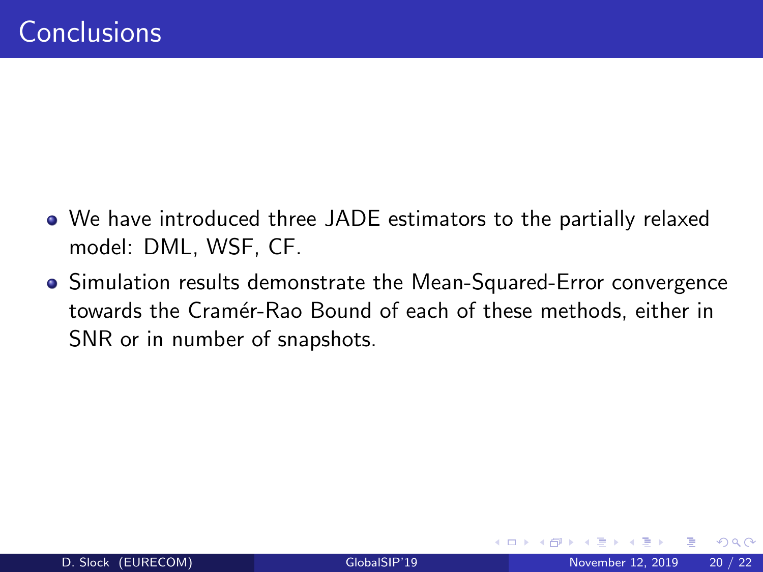# Conclusions

- We have introduced three JADE estimators to the partially relaxed model: DML, WSF, CF.
- Simulation results demonstrate the Mean-Squared-Error convergence towards the Cramér-Rao Bound of each of these methods, either in SNR or in number of snapshots.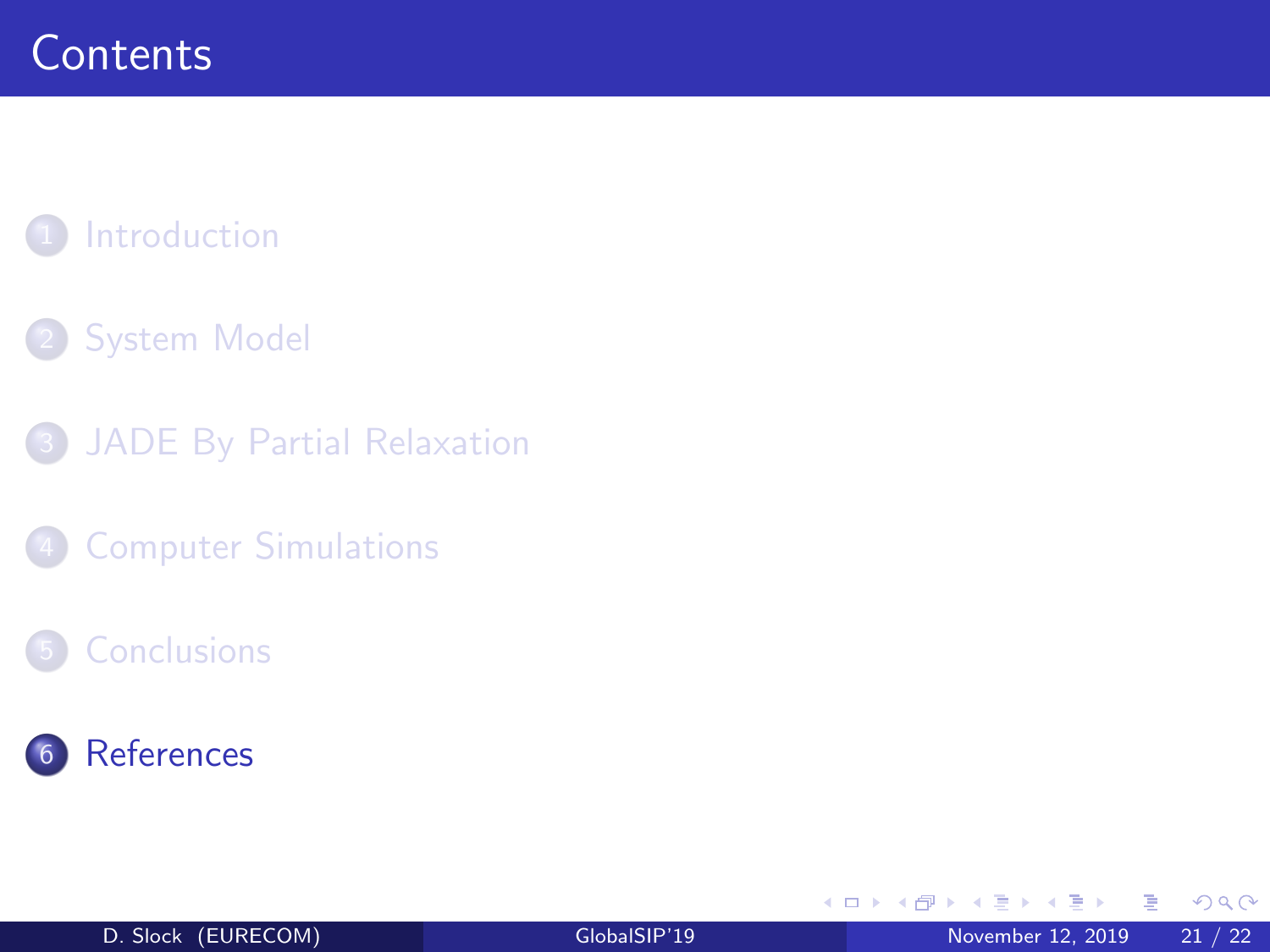# Contents

1. Introduction
2. System Model
3. JADE By Partial Relaxation
4. Computer Simulations
5. Conclusions
6. References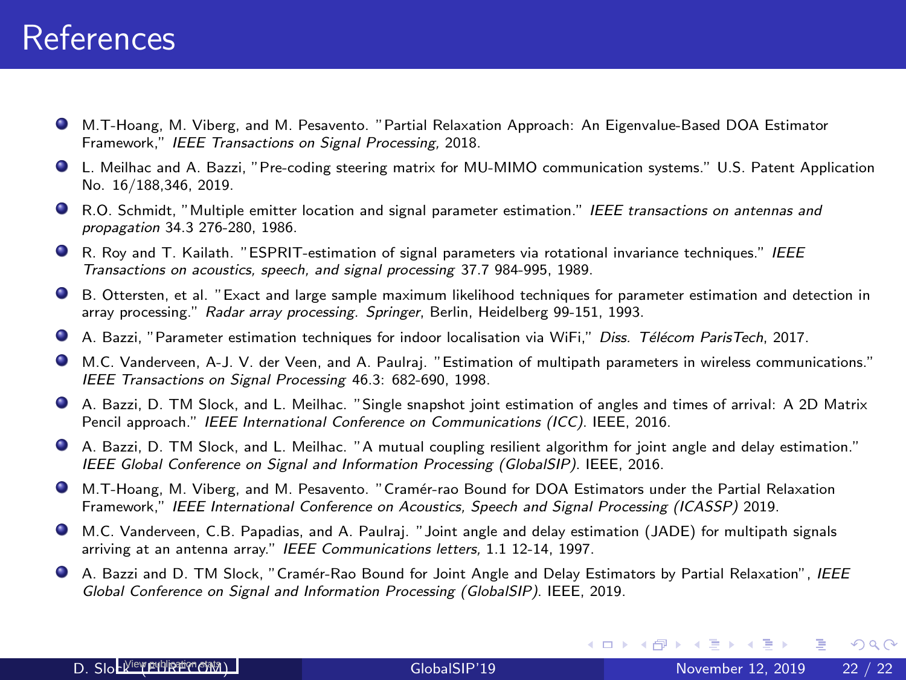# References

- M.T-Hoang, M. Viberg, and M. Pesavento. "Partial Relaxation Approach: An Eigenvalue-Based DOA Estimator Framework," *IEEE Transactions on Signal Processing,* 2018.
- L. Meilhac and A. Bazzi, "Pre-coding steering matrix for MU-MIMO communication systems." U.S. Patent Application No. 16/188,346, 2019.
- R.O. Schmidt, "Multiple emitter location and signal parameter estimation." *IEEE transactions on antennas and propagation* 34.3 276-280, 1986.
- R. Roy and T. Kailath. "ESPRIT-estimation of signal parameters via rotational invariance techniques." *IEEE Transactions on acoustics, speech, and signal processing* 37.7 984-995, 1989.
- B. Ottersten, et al. "Exact and large sample maximum likelihood techniques for parameter estimation and detection in array processing." *Radar array processing. Springer*, Berlin, Heidelberg 99-151, 1993.
- A. Bazzi, "Parameter estimation techniques for indoor localisation via WiFi," *Diss. Télécom ParisTech*, 2017.
- M.C. Vanderveen, A-J. V. der Veen, and A. Paulraj. "Estimation of multipath parameters in wireless communications." *IEEE Transactions on Signal Processing* 46.3: 682-690, 1998.
- A. Bazzi, D. TM Slock, and L. Meilhac. "Single snapshot joint estimation of angles and times of arrival: A 2D Matrix Pencil approach." *IEEE International Conference on Communications (ICC)*. IEEE, 2016.
- A. Bazzi, D. TM Slock, and L. Meilhac. "A mutual coupling resilient algorithm for joint angle and delay estimation." *IEEE Global Conference on Signal and Information Processing (GlobalSIP)*. IEEE, 2016.
- M.T-Hoang, M. Viberg, and M. Pesavento. "Cramér-rao Bound for DOA Estimators under the Partial Relaxation Framework," *IEEE International Conference on Acoustics, Speech and Signal Processing (ICASSP)* 2019.
- M.C. Vanderveen, C.B. Papadias, and A. Paulraj. "Joint angle and delay estimation (JADE) for multipath signals arriving at an antenna array." *IEEE Communications letters,* 1.1 12-14, 1997.
- A. Bazzi and D. TM Slock, "Cramér-Rao Bound for Joint Angle and Delay Estimators by Partial Relaxation", *IEEE Global Conference on Signal and Information Processing (GlobalSIP)*. IEEE, 2019.